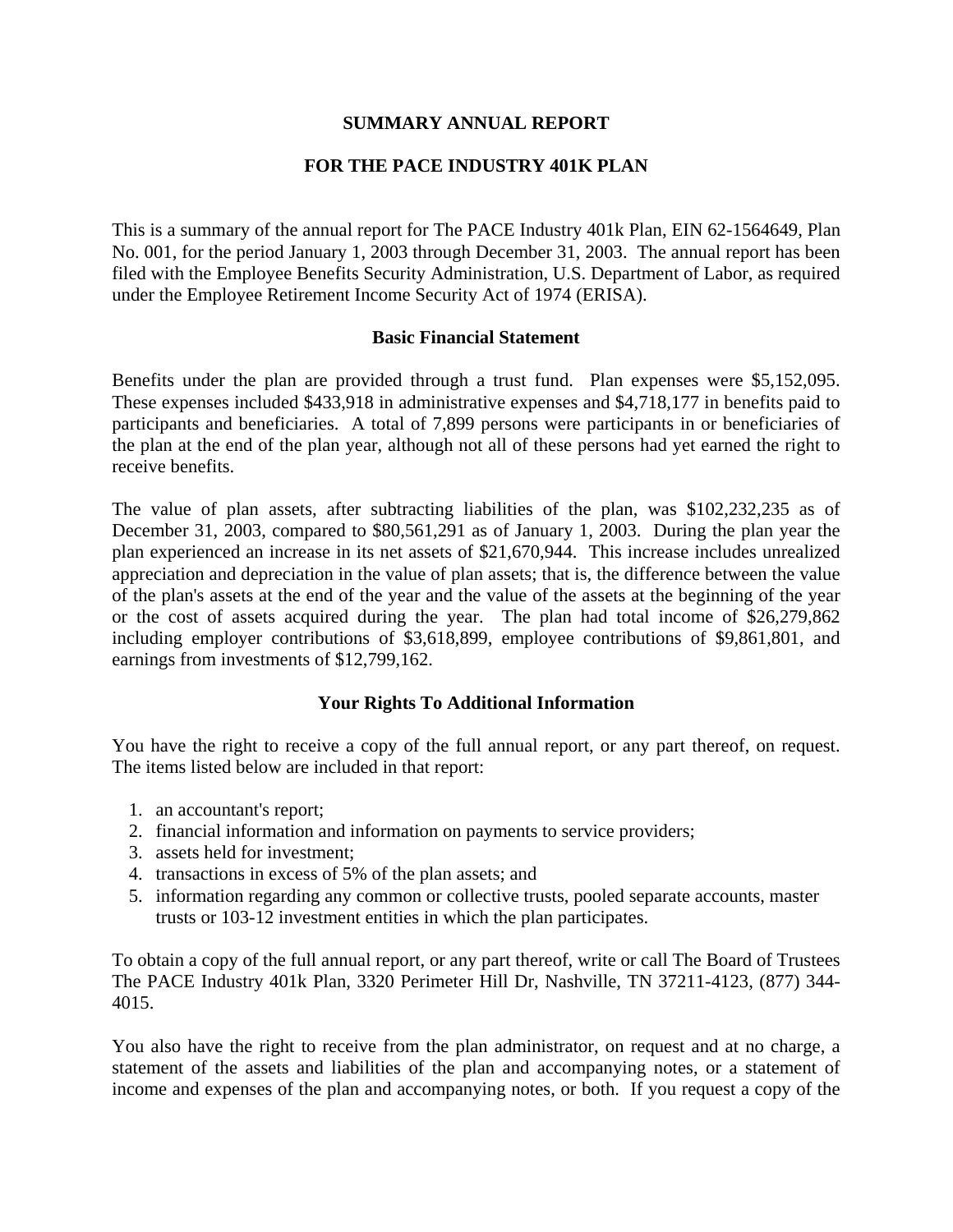# SUMMARY ANNUAL REPORT

# FOR THE PACE INDUSTRY 401K PLAN

This is a summary of the annual report for The PACE Industry 401k Plan, EIN 62-1564649, Plan No. 001, for the period January 1, 2003 through December 31, 2003. The annual report has been filed with the Employee Benefits Security Administration, U.S. Department of Labor, as required under the Employee Retirement Income Security Act of 1974 (ERISA).

## Basic Financial Statement

Benefits under the plan are provided through a trust fund. Plan expenses were $5,152,095. These expenses included $433,918 in administrative expenses and $4,718,177 in benefits paid to participants and beneficiaries. A total of 7,899 persons were participants in or beneficiaries of the plan at the end of the plan year, although not all of these persons had yet earned the right to receive benefits.

The value of plan assets, after subtracting liabilities of the plan, was $102,232,235 as of December 31, 2003, compared to $80,561,291 as of January 1, 2003. During the plan year the plan experienced an increase in its net assets of $21,670,944. This increase includes unrealized appreciation and depreciation in the value of plan assets; that is, the difference between the value of the plan's assets at the end of the year and the value of the assets at the beginning of the year or the cost of assets acquired during the year. The plan had total income of $26,279,862 including employer contributions of $3,618,899, employee contributions of $9,861,801, and earnings from investments of $12,799,162.

## Your Rights To Additional Information

You have the right to receive a copy of the full annual report, or any part thereof, on request. The items listed below are included in that report:

1. an accountant's report;
2. financial information and information on payments to service providers;
3. assets held for investment;
4. transactions in excess of 5% of the plan assets; and
5. information regarding any common or collective trusts, pooled separate accounts, master trusts or 103-12 investment entities in which the plan participates.

To obtain a copy of the full annual report, or any part thereof, write or call The Board of Trustees The PACE Industry 401k Plan, 3320 Perimeter Hill Dr, Nashville, TN 37211-4123, (877) 344-4015.

You also have the right to receive from the plan administrator, on request and at no charge, a statement of the assets and liabilities of the plan and accompanying notes, or a statement of income and expenses of the plan and accompanying notes, or both. If you request a copy of the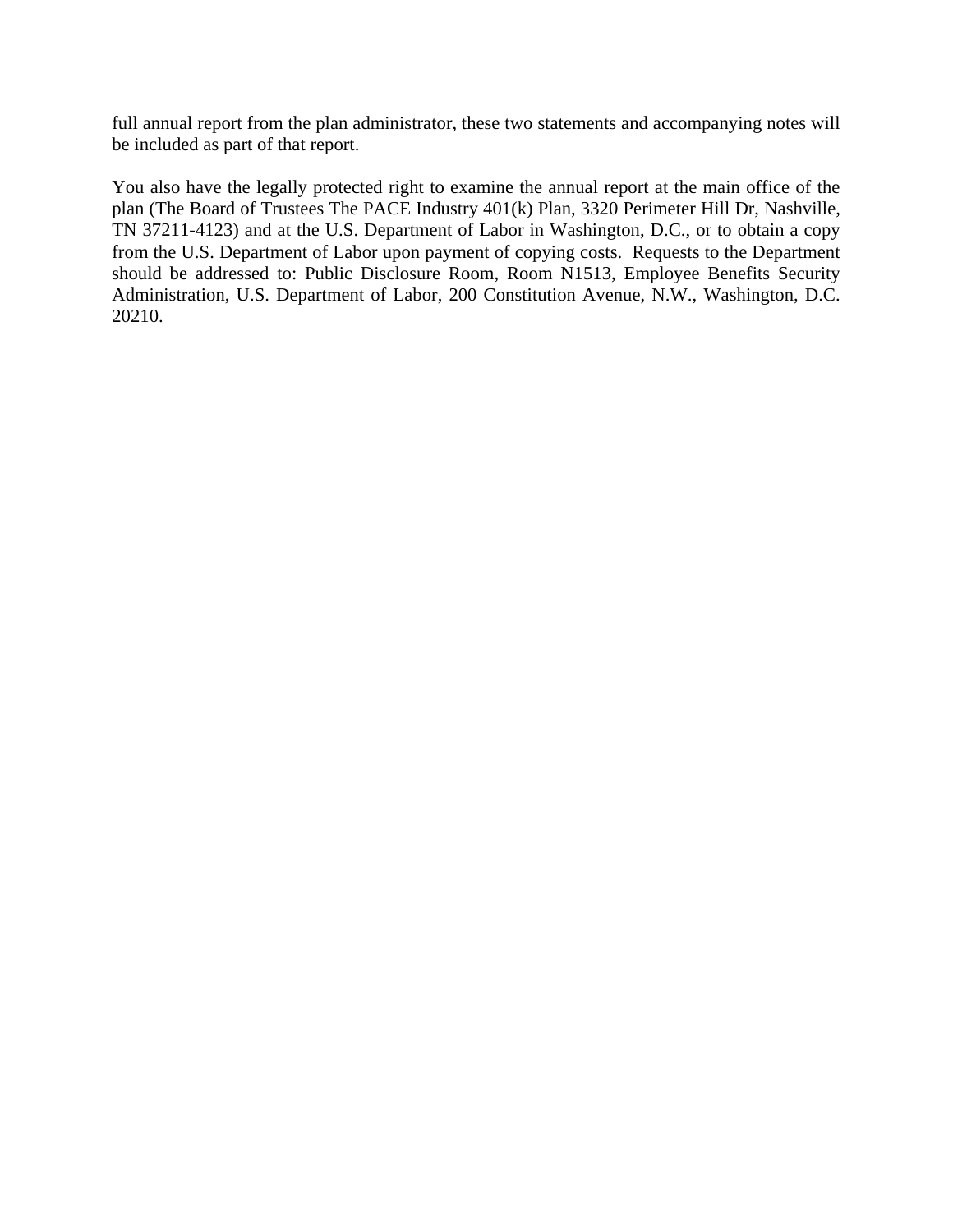full annual report from the plan administrator, these two statements and accompanying notes will be included as part of that report.

You also have the legally protected right to examine the annual report at the main office of the plan (The Board of Trustees The PACE Industry 401(k) Plan, 3320 Perimeter Hill Dr, Nashville, TN 37211-4123) and at the U.S. Department of Labor in Washington, D.C., or to obtain a copy from the U.S. Department of Labor upon payment of copying costs. Requests to the Department should be addressed to: Public Disclosure Room, Room N1513, Employee Benefits Security Administration, U.S. Department of Labor, 200 Constitution Avenue, N.W., Washington, D.C. 20210.